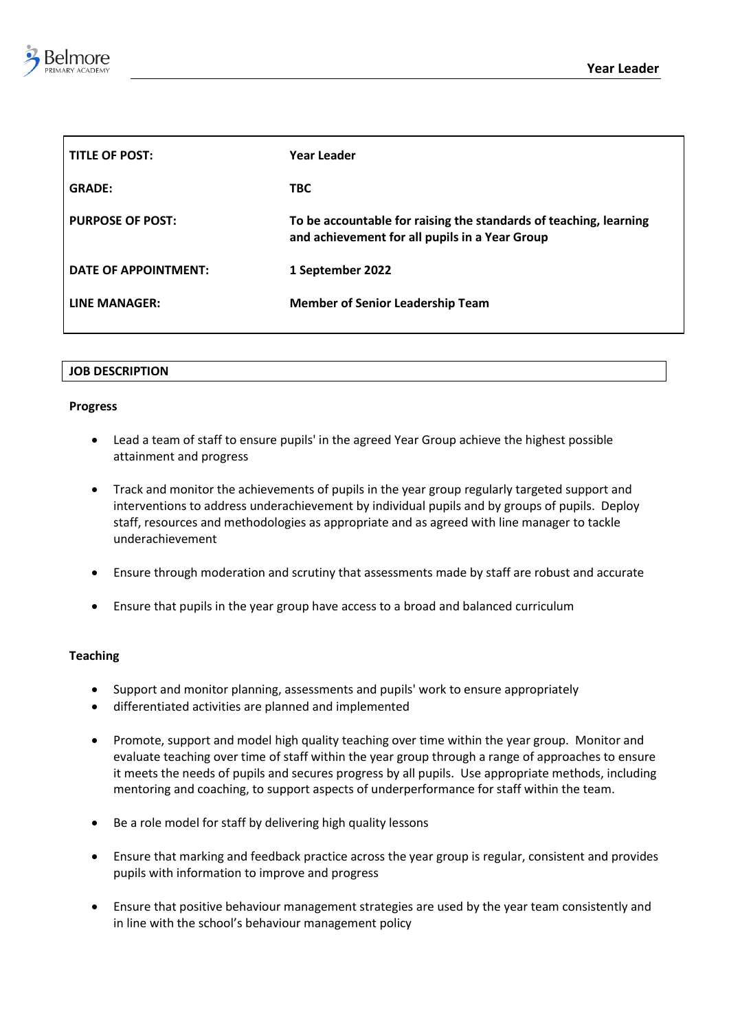| TITLE OF POST: | Year Leader |
|---|---|
| GRADE: | TBC |
| PURPOSE OF POST: | To be accountable for raising the standards of teaching, learning and achievement for all pupils in a Year Group |
| DATE OF APPOINTMENT: | 1 September 2022 |
| LINE MANAGER: | Member of Senior Leadership Team |

## JOB DESCRIPTION

### Progress

- Lead a team of staff to ensure pupils' in the agreed Year Group achieve the highest possible attainment and progress

- Track and monitor the achievements of pupils in the year group regularly targeted support and interventions to address underachievement by individual pupils and by groups of pupils. Deploy staff, resources and methodologies as appropriate and as agreed with line manager to tackle underachievement

- Ensure through moderation and scrutiny that assessments made by staff are robust and accurate

- Ensure that pupils in the year group have access to a broad and balanced curriculum

### Teaching

- Support and monitor planning, assessments and pupils' work to ensure appropriately
- differentiated activities are planned and implemented

- Promote, support and model high quality teaching over time within the year group. Monitor and evaluate teaching over time of staff within the year group through a range of approaches to ensure it meets the needs of pupils and secures progress by all pupils. Use appropriate methods, including mentoring and coaching, to support aspects of underperformance for staff within the team.

- Be a role model for staff by delivering high quality lessons

- Ensure that marking and feedback practice across the year group is regular, consistent and provides pupils with information to improve and progress

- Ensure that positive behaviour management strategies are used by the year team consistently and in line with the school's behaviour management policy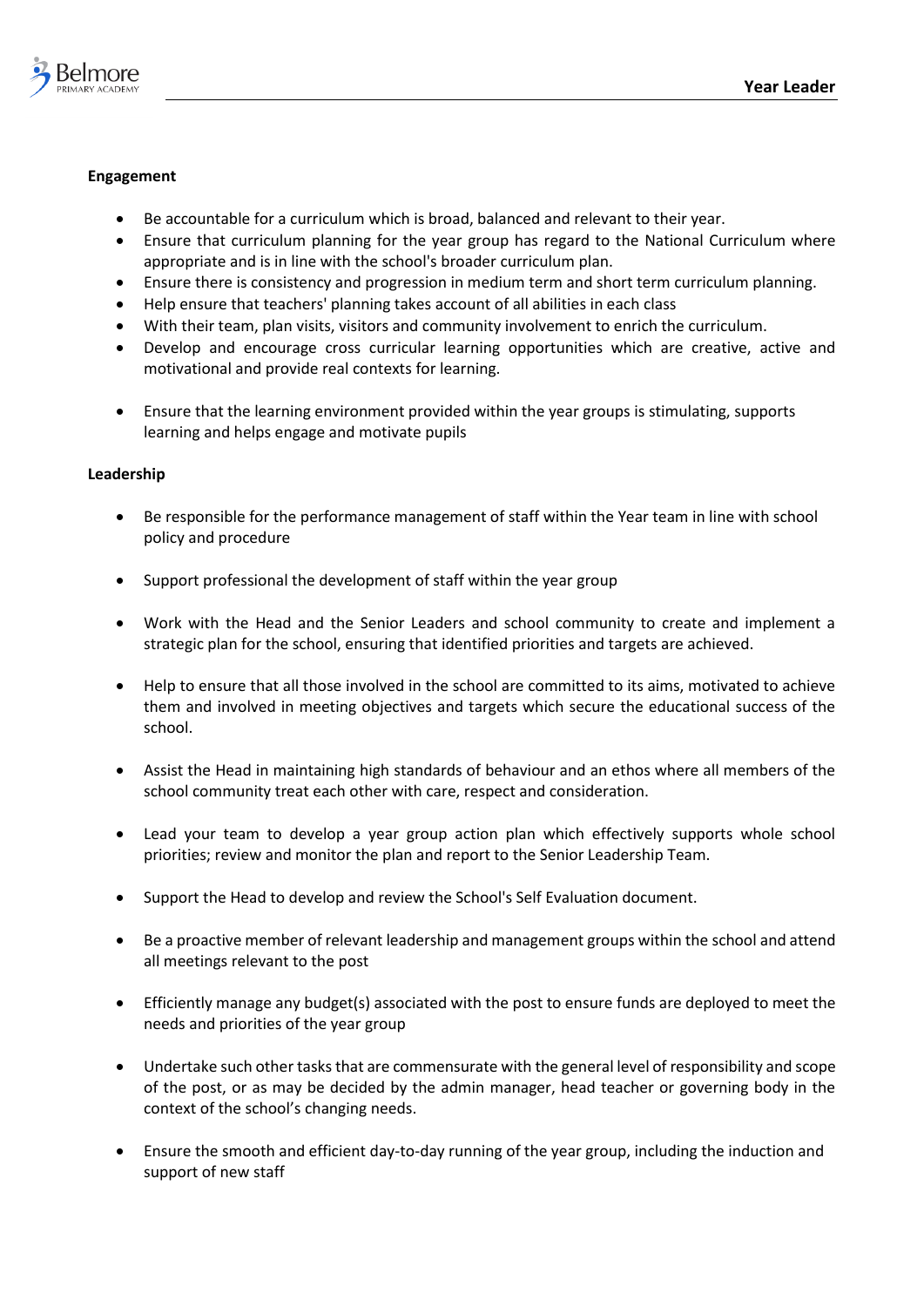**Engagement**

- Be accountable for a curriculum which is broad, balanced and relevant to their year.
- Ensure that curriculum planning for the year group has regard to the National Curriculum where appropriate and is in line with the school's broader curriculum plan.
- Ensure there is consistency and progression in medium term and short term curriculum planning.
- Help ensure that teachers' planning takes account of all abilities in each class
- With their team, plan visits, visitors and community involvement to enrich the curriculum.
- Develop and encourage cross curricular learning opportunities which are creative, active and motivational and provide real contexts for learning.
- Ensure that the learning environment provided within the year groups is stimulating, supports learning and helps engage and motivate pupils

**Leadership**

- Be responsible for the performance management of staff within the Year team in line with school policy and procedure
- Support professional the development of staff within the year group
- Work with the Head and the Senior Leaders and school community to create and implement a strategic plan for the school, ensuring that identified priorities and targets are achieved.
- Help to ensure that all those involved in the school are committed to its aims, motivated to achieve them and involved in meeting objectives and targets which secure the educational success of the school.
- Assist the Head in maintaining high standards of behaviour and an ethos where all members of the school community treat each other with care, respect and consideration.
- Lead your team to develop a year group action plan which effectively supports whole school priorities; review and monitor the plan and report to the Senior Leadership Team.
- Support the Head to develop and review the School's Self Evaluation document.
- Be a proactive member of relevant leadership and management groups within the school and attend all meetings relevant to the post
- Efficiently manage any budget(s) associated with the post to ensure funds are deployed to meet the needs and priorities of the year group
- Undertake such other tasks that are commensurate with the general level of responsibility and scope of the post, or as may be decided by the admin manager, head teacher or governing body in the context of the school's changing needs.
- Ensure the smooth and efficient day-to-day running of the year group, including the induction and support of new staff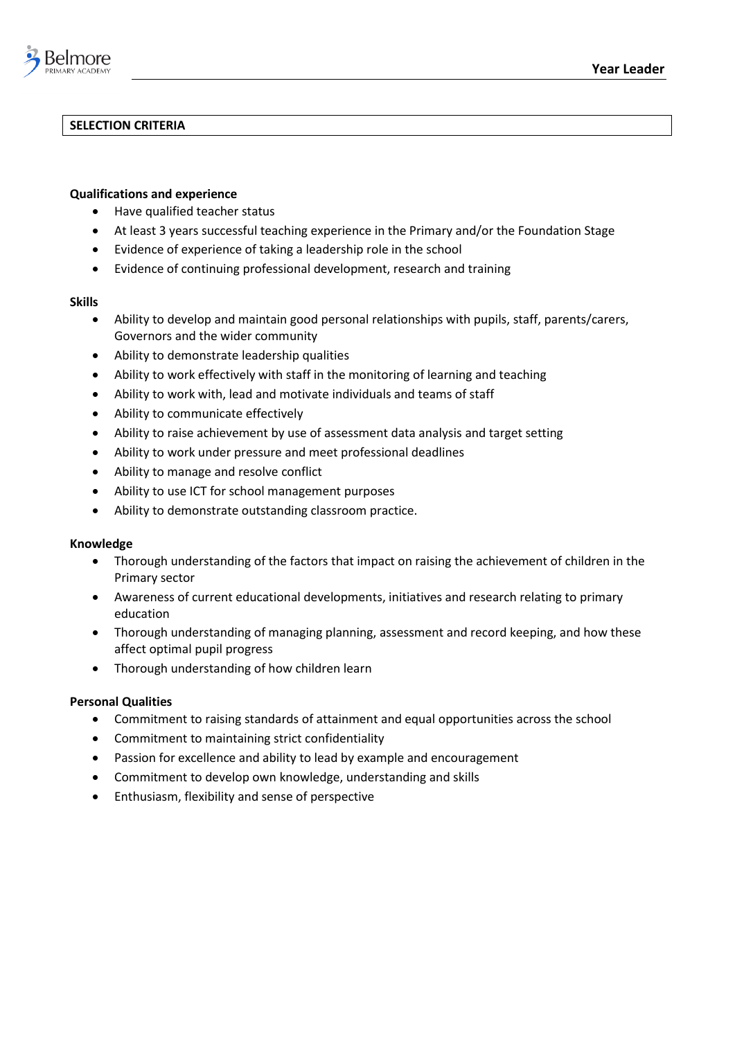## SELECTION CRITERIA

### Qualifications and experience

- Have qualified teacher status
- At least 3 years successful teaching experience in the Primary and/or the Foundation Stage
- Evidence of experience of taking a leadership role in the school
- Evidence of continuing professional development, research and training

### Skills

- Ability to develop and maintain good personal relationships with pupils, staff, parents/carers, Governors and the wider community
- Ability to demonstrate leadership qualities
- Ability to work effectively with staff in the monitoring of learning and teaching
- Ability to work with, lead and motivate individuals and teams of staff
- Ability to communicate effectively
- Ability to raise achievement by use of assessment data analysis and target setting
- Ability to work under pressure and meet professional deadlines
- Ability to manage and resolve conflict
- Ability to use ICT for school management purposes
- Ability to demonstrate outstanding classroom practice.

### Knowledge

- Thorough understanding of the factors that impact on raising the achievement of children in the Primary sector
- Awareness of current educational developments, initiatives and research relating to primary education
- Thorough understanding of managing planning, assessment and record keeping, and how these affect optimal pupil progress
- Thorough understanding of how children learn

### Personal Qualities

- Commitment to raising standards of attainment and equal opportunities across the school
- Commitment to maintaining strict confidentiality
- Passion for excellence and ability to lead by example and encouragement
- Commitment to develop own knowledge, understanding and skills
- Enthusiasm, flexibility and sense of perspective